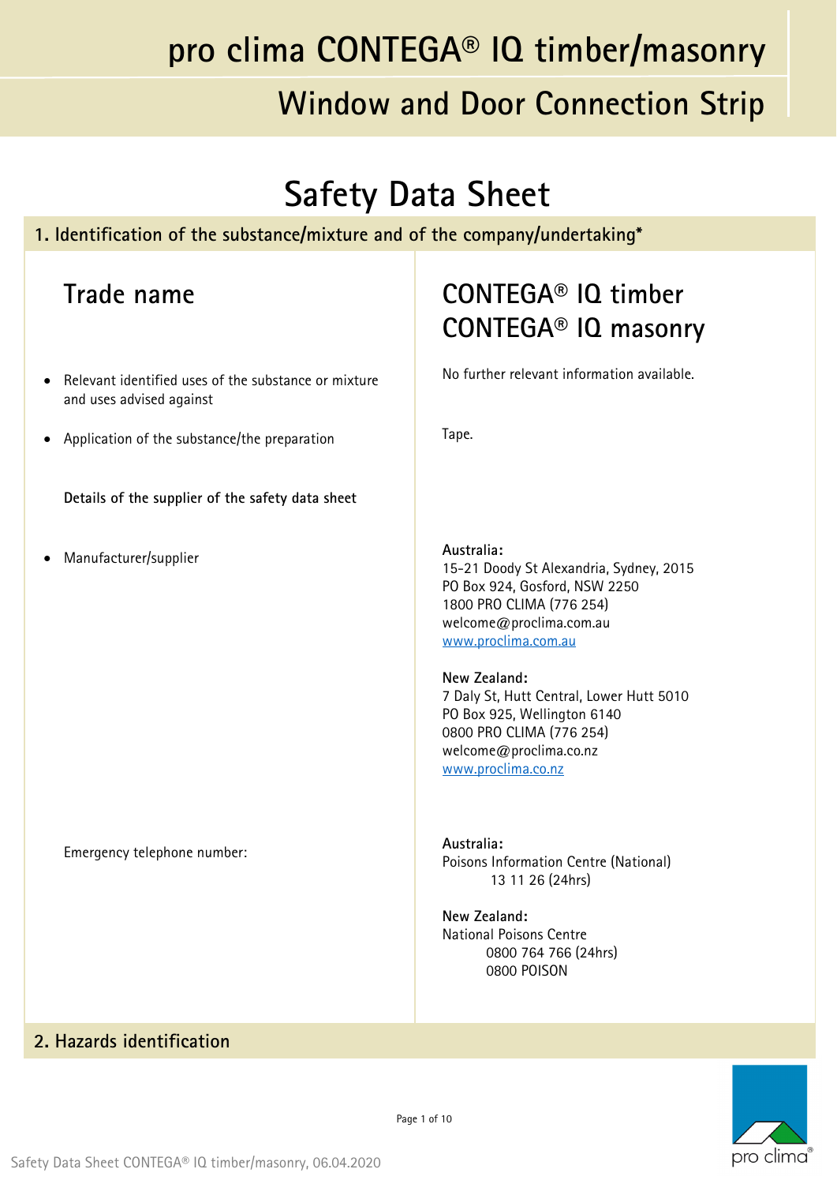# pro clima CONTEGA® IQ timber/masonry

## Window and Door Connection Strip

# Safety Data Sheet

## 1. Identification of the substance/mixture and of the company/undertaking*

| | |
|---|---|
| **Trade name** | **CONTEGA® IQ timber**<br>**CONTEGA® IQ masonry** |
| • Relevant identified uses of the substance or mixture and uses advised against | No further relevant information available. |
| • Application of the substance/the preparation | Tape. |
| **Details of the supplier of the safety data sheet** | |
| • Manufacturer/supplier | **Australia:**<br>15-21 Doody St Alexandria, Sydney, 2015<br>PO Box 924, Gosford, NSW 2250<br>1800 PRO CLIMA (776 254)<br>welcome@proclima.com.au<br>www.proclima.com.au<br><br>**New Zealand:**<br>7 Daly St, Hutt Central, Lower Hutt 5010<br>PO Box 925, Wellington 6140<br>0800 PRO CLIMA (776 254)<br>welcome@proclima.co.nz<br>www.proclima.co.nz |
| Emergency telephone number: | **Australia:**<br>Poisons Information Centre (National)<br>13 11 26 (24hrs)<br><br>**New Zealand:**<br>National Poisons Centre<br>0800 764 766 (24hrs)<br>0800 POISON |

## 2. Hazards identification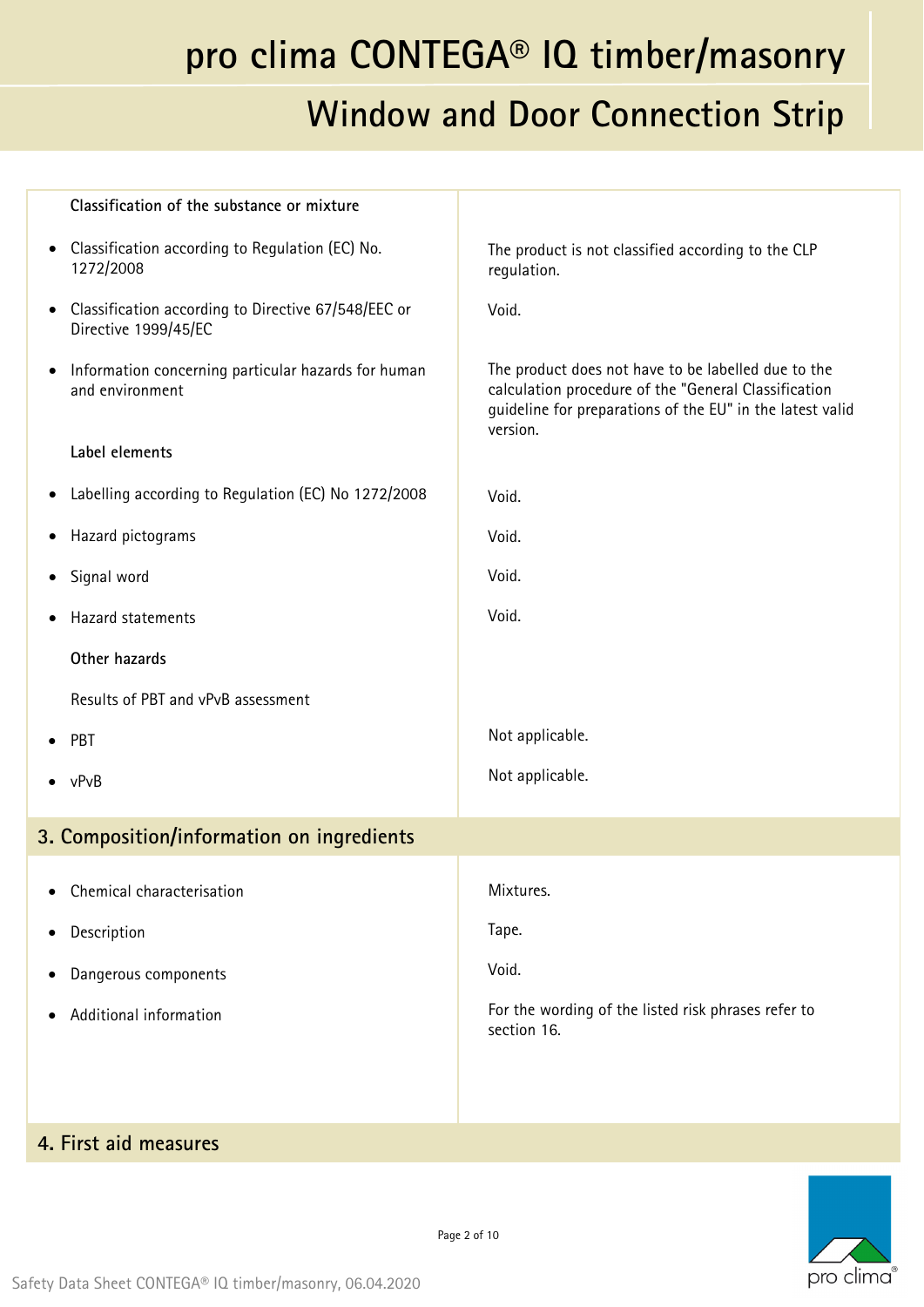**Classification of the substance or mixture**

| | |
|---|---|
| • Classification according to Regulation (EC) No. 1272/2008 | The product is not classified according to the CLP regulation. |
| • Classification according to Directive 67/548/EEC or Directive 1999/45/EC | Void. |
| • Information concerning particular hazards for human and environment | The product does not have to be labelled due to the calculation procedure of the "General Classification guideline for preparations of the EU" in the latest valid version. |

**Label elements**

| | |
|---|---|
| • Labelling according to Regulation (EC) No 1272/2008 | Void. |
| • Hazard pictograms | Void. |
| • Signal word | Void. |
| • Hazard statements | Void. |

**Other hazards**

Results of PBT and vPvB assessment

| | |
|---|---|
| • PBT | Not applicable. |
| • vPvB | Not applicable. |

## 3. Composition/information on ingredients

| | |
|---|---|
| • Chemical characterisation | Mixtures. |
| • Description | Tape. |
| • Dangerous components | Void. |
| • Additional information | For the wording of the listed risk phrases refer to section 16. |

## 4. First aid measures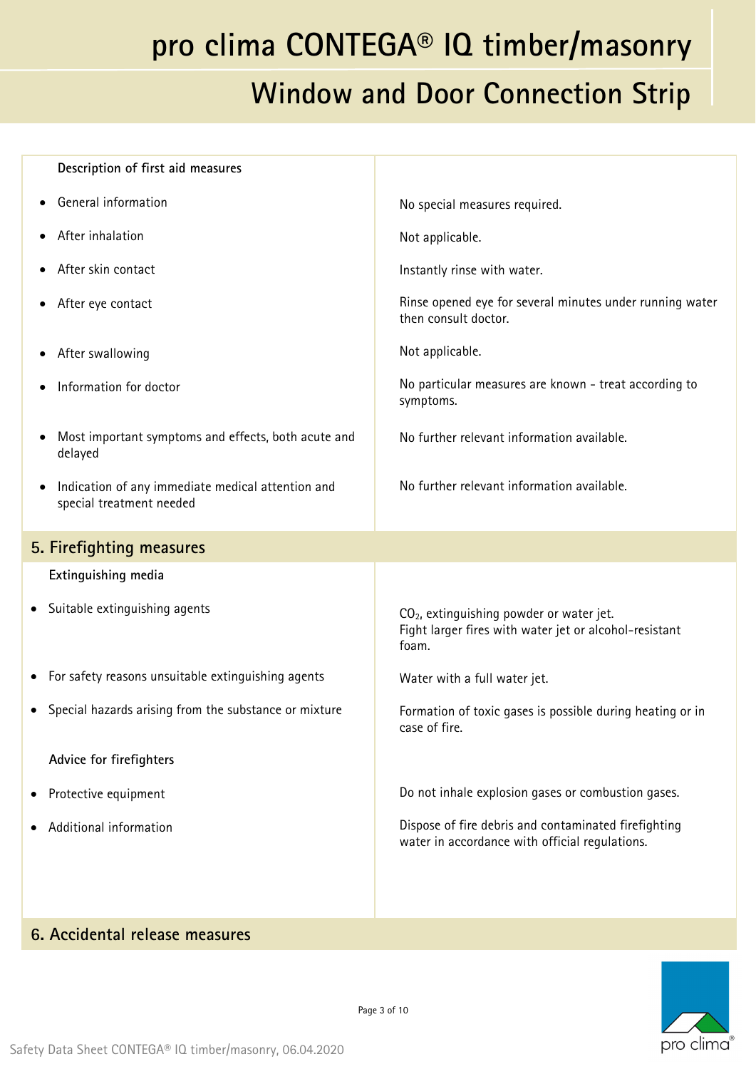| Description of first aid measures | |
|---|---|
| • General information | No special measures required. |
| • After inhalation | Not applicable. |
| • After skin contact | Instantly rinse with water. |
| • After eye contact | Rinse opened eye for several minutes under running water then consult doctor. |
| • After swallowing | Not applicable. |
| • Information for doctor | No particular measures are known - treat according to symptoms. |
| • Most important symptoms and effects, both acute and delayed | No further relevant information available. |
| • Indication of any immediate medical attention and special treatment needed | No further relevant information available. |

## 5. Firefighting measures

| Extinguishing media | |
|---|---|
| • Suitable extinguishing agents | $CO_2$, extinguishing powder or water jet. Fight larger fires with water jet or alcohol-resistant foam. |
| • For safety reasons unsuitable extinguishing agents | Water with a full water jet. |
| • Special hazards arising from the substance or mixture | Formation of toxic gases is possible during heating or in case of fire. |
| **Advice for firefighters** | |
| • Protective equipment | Do not inhale explosion gases or combustion gases. |
| • Additional information | Dispose of fire debris and contaminated firefighting water in accordance with official regulations. |

## 6. Accidental release measures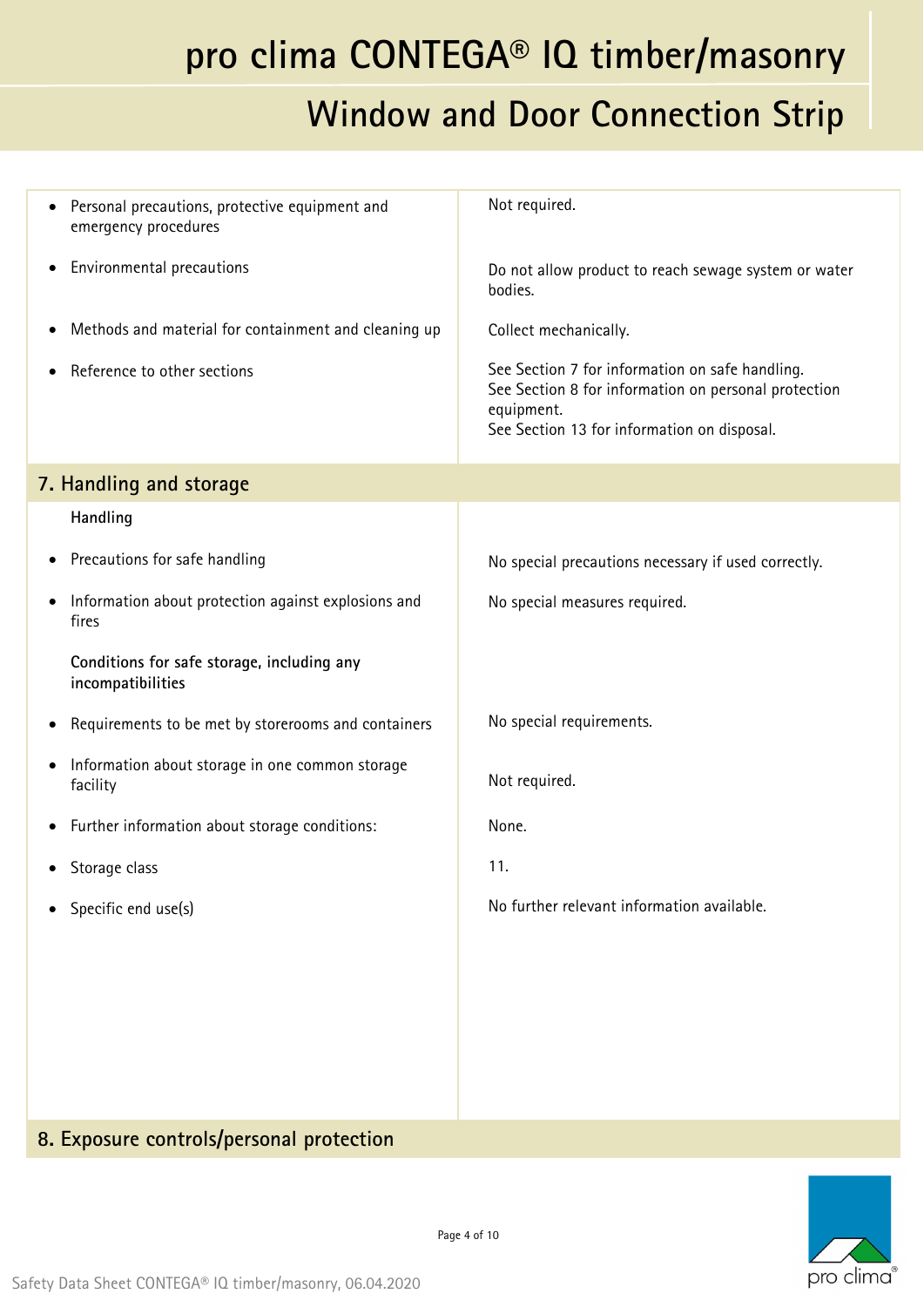| | |
|---|---|
| • Personal precautions, protective equipment and emergency procedures | Not required. |
| • Environmental precautions | Do not allow product to reach sewage system or water bodies. |
| • Methods and material for containment and cleaning up | Collect mechanically. |
| • Reference to other sections | See Section 7 for information on safe handling.<br>See Section 8 for information on personal protection equipment.<br>See Section 13 for information on disposal. |

## 7. Handling and storage

| | |
|---|---|
| **Handling** | |
| • Precautions for safe handling | No special precautions necessary if used correctly. |
| • Information about protection against explosions and fires | No special measures required. |
| **Conditions for safe storage, including any incompatibilities** | |
| • Requirements to be met by storerooms and containers | No special requirements. |
| • Information about storage in one common storage facility | Not required. |
| • Further information about storage conditions: | None. |
| • Storage class | 11. |
| • Specific end use(s) | No further relevant information available. |

## 8. Exposure controls/personal protection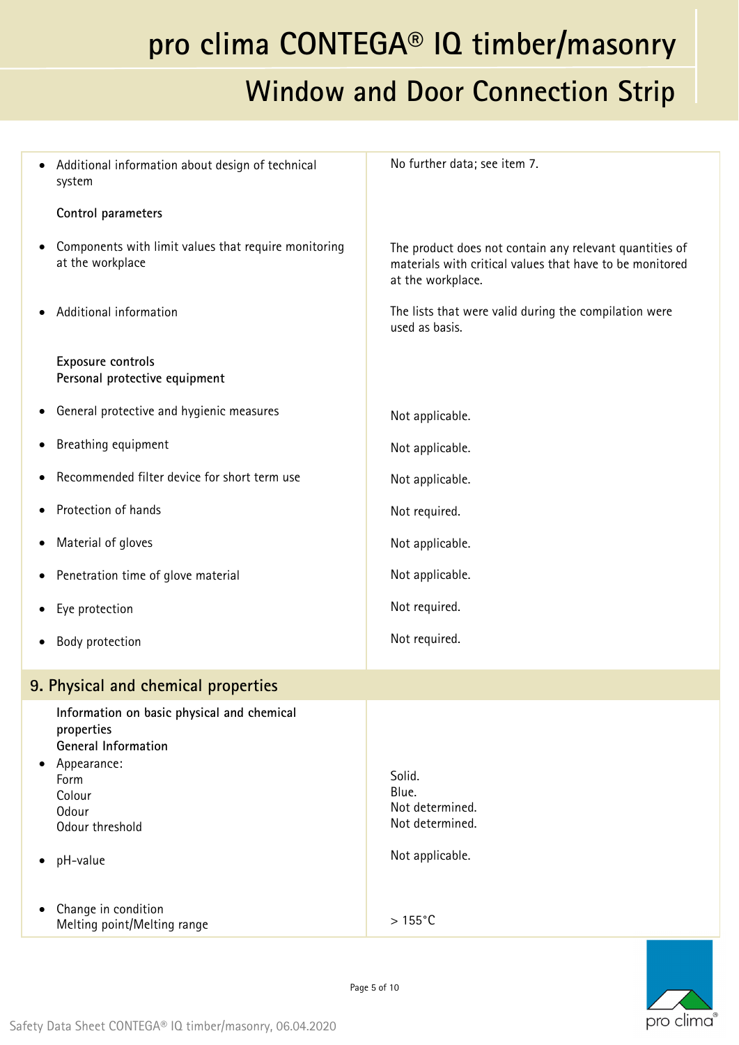| | |
|---|---|
| • Additional information about design of technical system | No further data; see item 7. |
| **Control parameters** | |
| • Components with limit values that require monitoring at the workplace | The product does not contain any relevant quantities of materials with critical values that have to be monitored at the workplace. |
| • Additional information | The lists that were valid during the compilation were used as basis. |
| **Exposure controls**<br>**Personal protective equipment** | |
| • General protective and hygienic measures | Not applicable. |
| • Breathing equipment | Not applicable. |
| • Recommended filter device for short term use | Not applicable. |
| • Protection of hands | Not required. |
| • Material of gloves | Not applicable. |
| • Penetration time of glove material | Not applicable. |
| • Eye protection | Not required. |
| • Body protection | Not required. |

## 9. Physical and chemical properties

| | |
|---|---|
| **Information on basic physical and chemical properties**<br>**General Information** | |
| • Appearance:<br>Form<br>Colour<br>Odour<br>Odour threshold | <br>Solid.<br>Blue.<br>Not determined.<br>Not determined. |
| • pH-value | Not applicable. |
| • Change in condition<br>Melting point/Melting range | <br>> 155°C |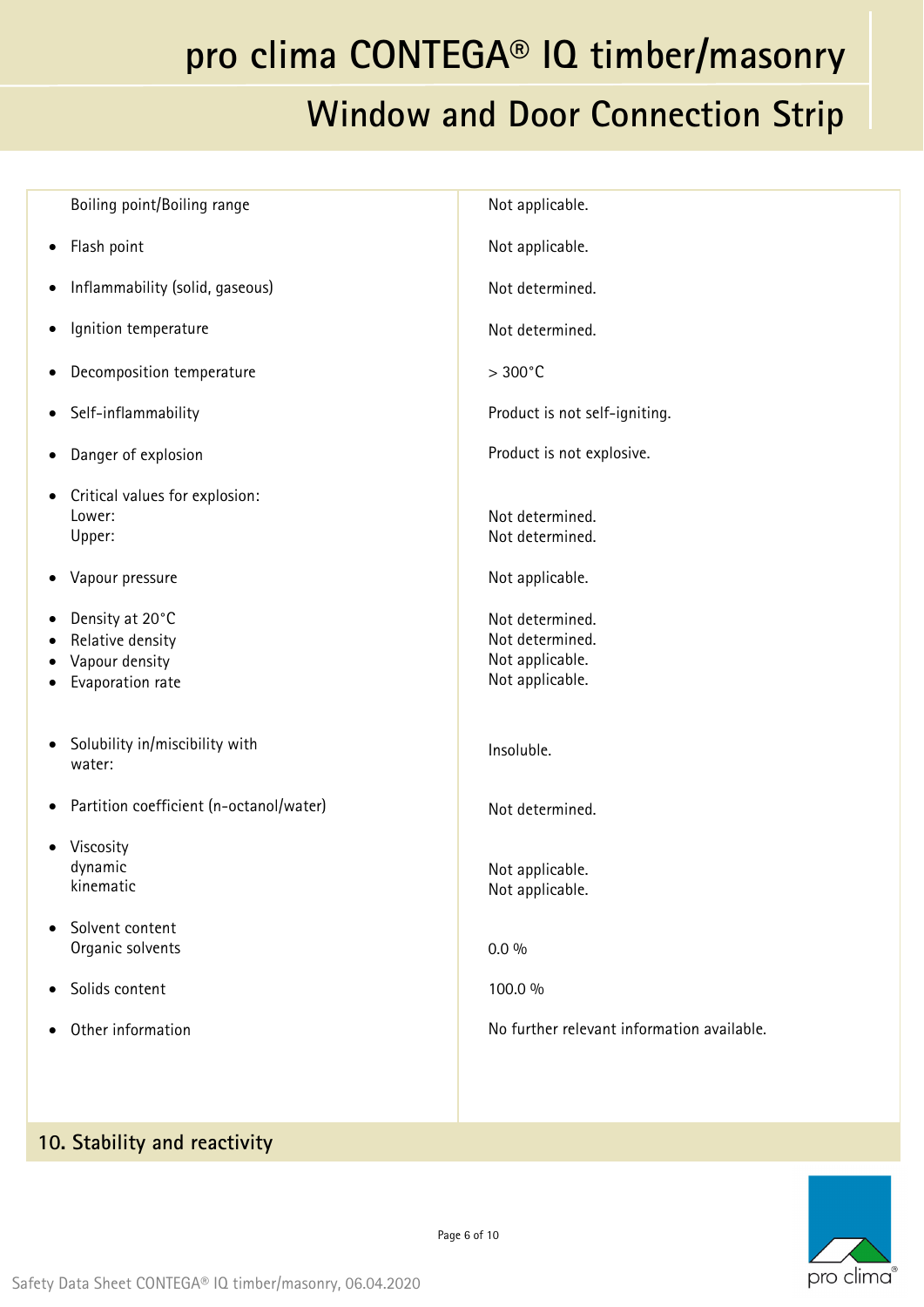| Property | Value |
|---|---|
| Boiling point/Boiling range | Not applicable. |
| • Flash point | Not applicable. |
| • Inflammability (solid, gaseous) | Not determined. |
| • Ignition temperature | Not determined. |
| • Decomposition temperature | > 300°C |
| • Self-inflammability | Product is not self-igniting. |
| • Danger of explosion | Product is not explosive. |
| • Critical values for explosion: | |
| Lower: | Not determined. |
| Upper: | Not determined. |
| • Vapour pressure | Not applicable. |
| • Density at 20°C | Not determined. |
| • Relative density | Not determined. |
| • Vapour density | Not applicable. |
| • Evaporation rate | Not applicable. |
| • Solubility in/miscibility with water: | Insoluble. |
| • Partition coefficient (n-octanol/water) | Not determined. |
| • Viscosity | |
| dynamic | Not applicable. |
| kinematic | Not applicable. |
| • Solvent content | |
| Organic solvents | 0.0 % |
| • Solids content | 100.0 % |
| • Other information | No further relevant information available. |

## 10. Stability and reactivity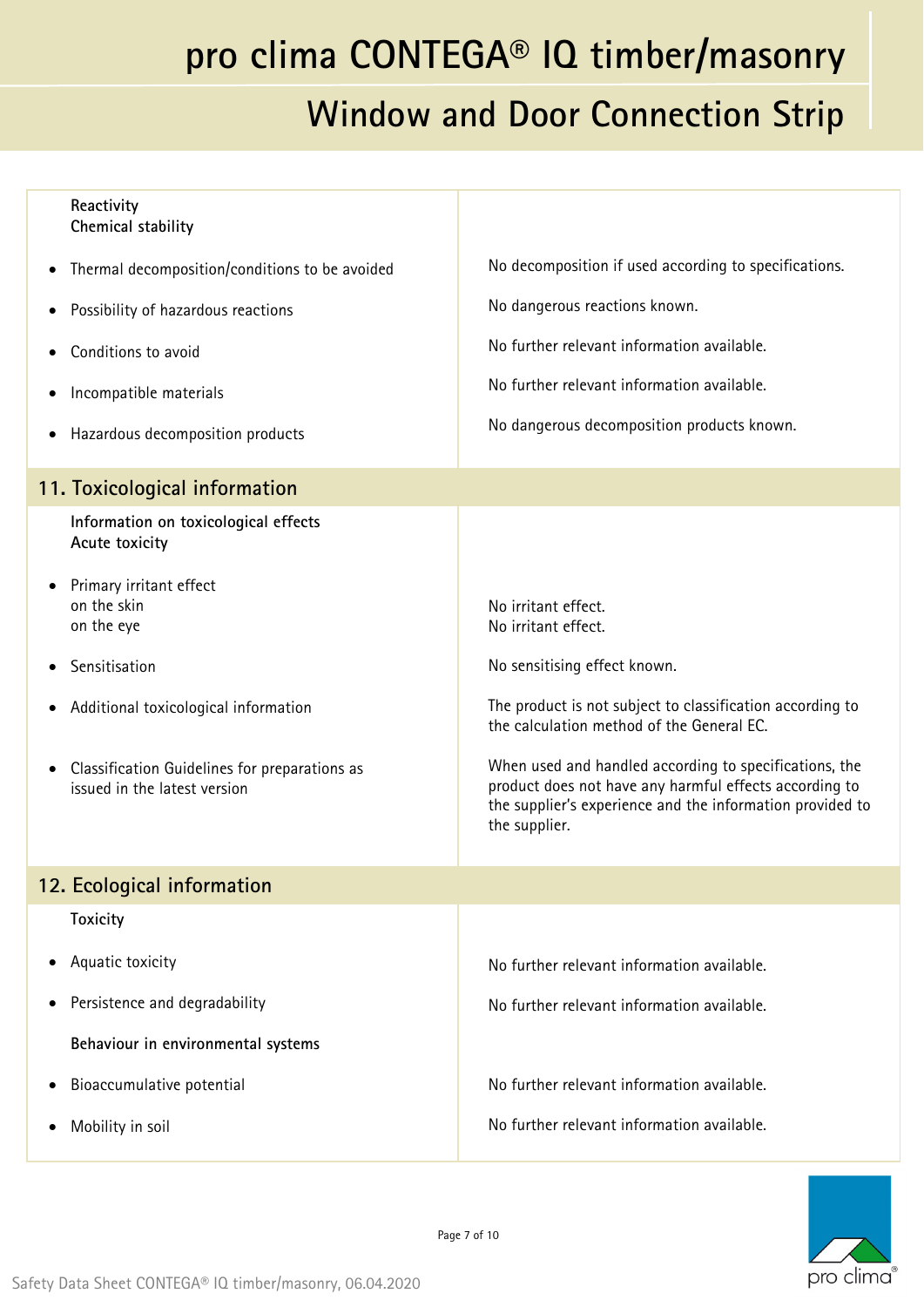| | |
|---|---|
| **Reactivity** | |
| **Chemical stability** | |
| • Thermal decomposition/conditions to be avoided | No decomposition if used according to specifications. |
| • Possibility of hazardous reactions | No dangerous reactions known. |
| • Conditions to avoid | No further relevant information available. |
| • Incompatible materials | No further relevant information available. |
| • Hazardous decomposition products | No dangerous decomposition products known. |

## 11. Toxicological information

| | |
|---|---|
| **Information on toxicological effects** | |
| **Acute toxicity** | |
| • Primary irritant effect<br>on the skin<br>on the eye | <br>No irritant effect.<br>No irritant effect. |
| • Sensitisation | No sensitising effect known. |
| • Additional toxicological information | The product is not subject to classification according to the calculation method of the General EC. |
| • Classification Guidelines for preparations as issued in the latest version | When used and handled according to specifications, the product does not have any harmful effects according to the supplier's experience and the information provided to the supplier. |

## 12. Ecological information

| | |
|---|---|
| **Toxicity** | |
| • Aquatic toxicity | No further relevant information available. |
| • Persistence and degradability | No further relevant information available. |
| **Behaviour in environmental systems** | |
| • Bioaccumulative potential | No further relevant information available. |
| • Mobility in soil | No further relevant information available. |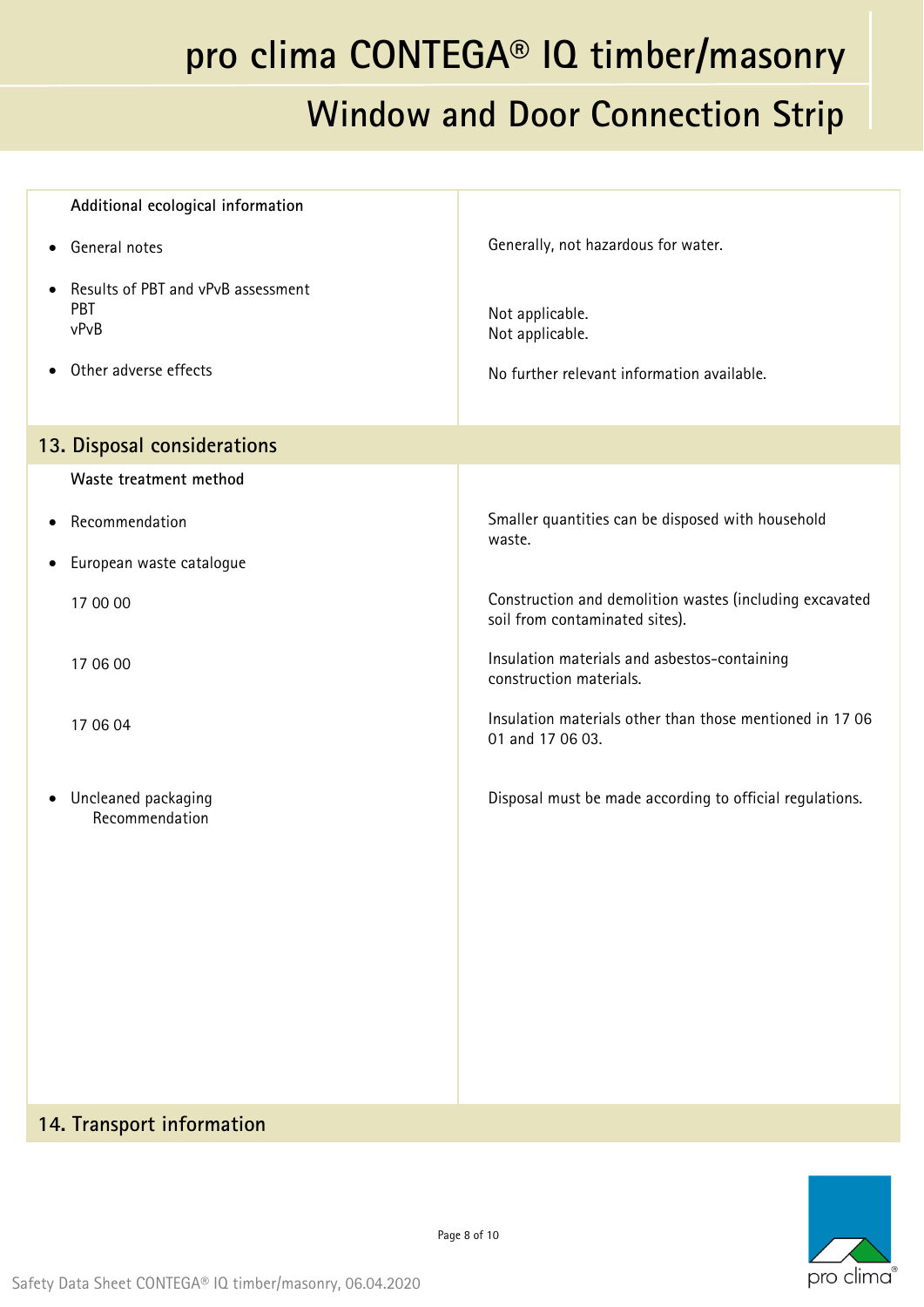| **Additional ecological information** | |
|---|---|
| • General notes | Generally, not hazardous for water. |
| • Results of PBT and vPvB assessment<br>PBT<br>vPvB | <br>Not applicable.<br>Not applicable. |
| • Other adverse effects | No further relevant information available. |

## 13. Disposal considerations

| **Waste treatment method** | |
|---|---|
| • Recommendation | Smaller quantities can be disposed with household waste. |
| • European waste catalogue | |
| 17 00 00 | Construction and demolition wastes (including excavated soil from contaminated sites). |
| 17 06 00 | Insulation materials and asbestos-containing construction materials. |
| 17 06 04 | Insulation materials other than those mentioned in 17 06 01 and 17 06 03. |
| • Uncleaned packaging<br>Recommendation | Disposal must be made according to official regulations. |

## 14. Transport information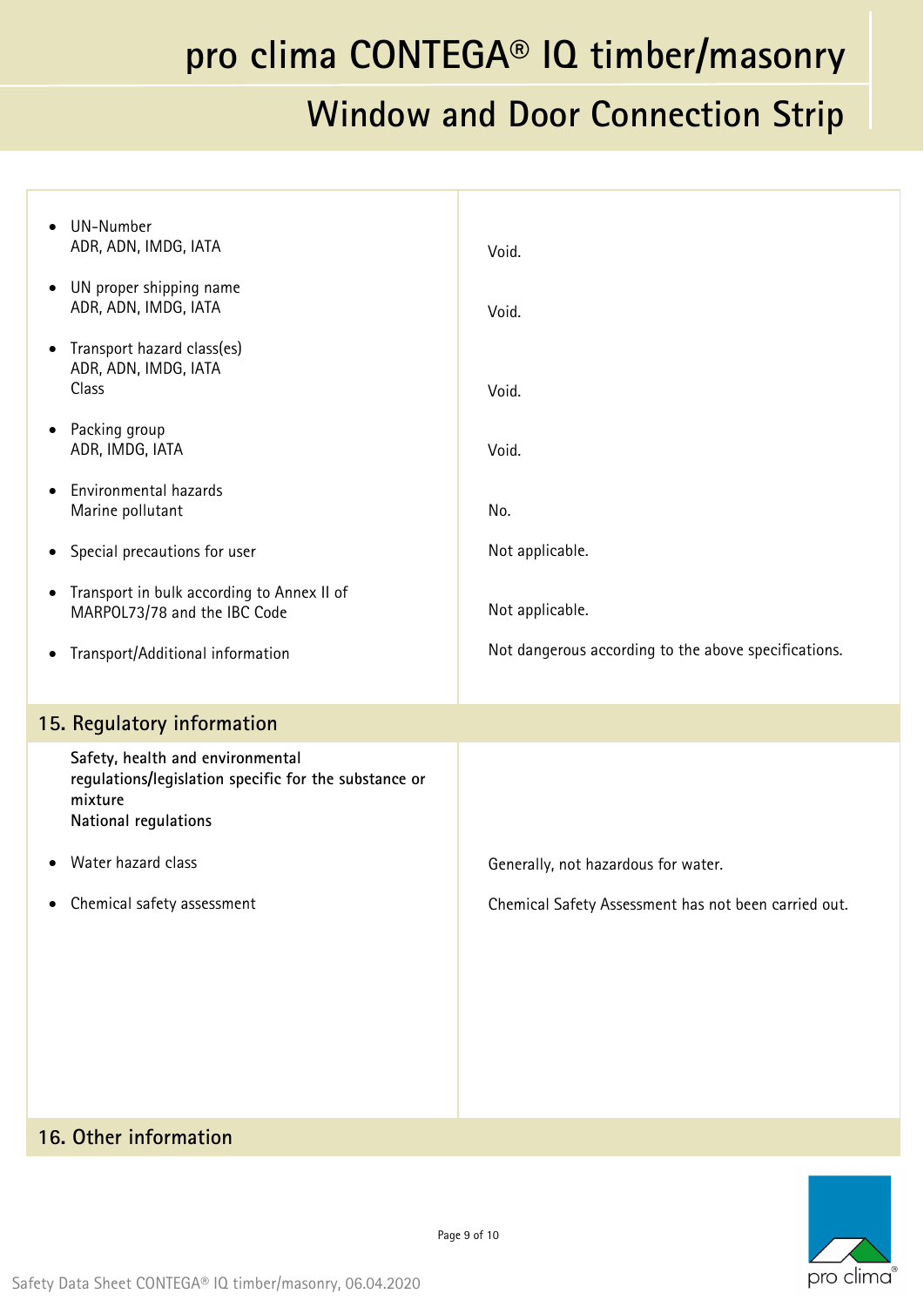| | |
|---|---|
| UN-Number<br>ADR, ADN, IMDG, IATA | Void. |
| UN proper shipping name<br>ADR, ADN, IMDG, IATA | Void. |
| Transport hazard class(es)<br>ADR, ADN, IMDG, IATA<br>Class | Void. |
| Packing group<br>ADR, IMDG, IATA | Void. |
| Environmental hazards<br>Marine pollutant | No. |
| Special precautions for user | Not applicable. |
| Transport in bulk according to Annex II of MARPOL73/78 and the IBC Code | Not applicable. |
| Transport/Additional information | Not dangerous according to the above specifications. |

## 15. Regulatory information

**Safety, health and environmental regulations/legislation specific for the substance or mixture**
**National regulations**

| | |
|---|---|
| Water hazard class | Generally, not hazardous for water. |
| Chemical safety assessment | Chemical Safety Assessment has not been carried out. |

## 16. Other information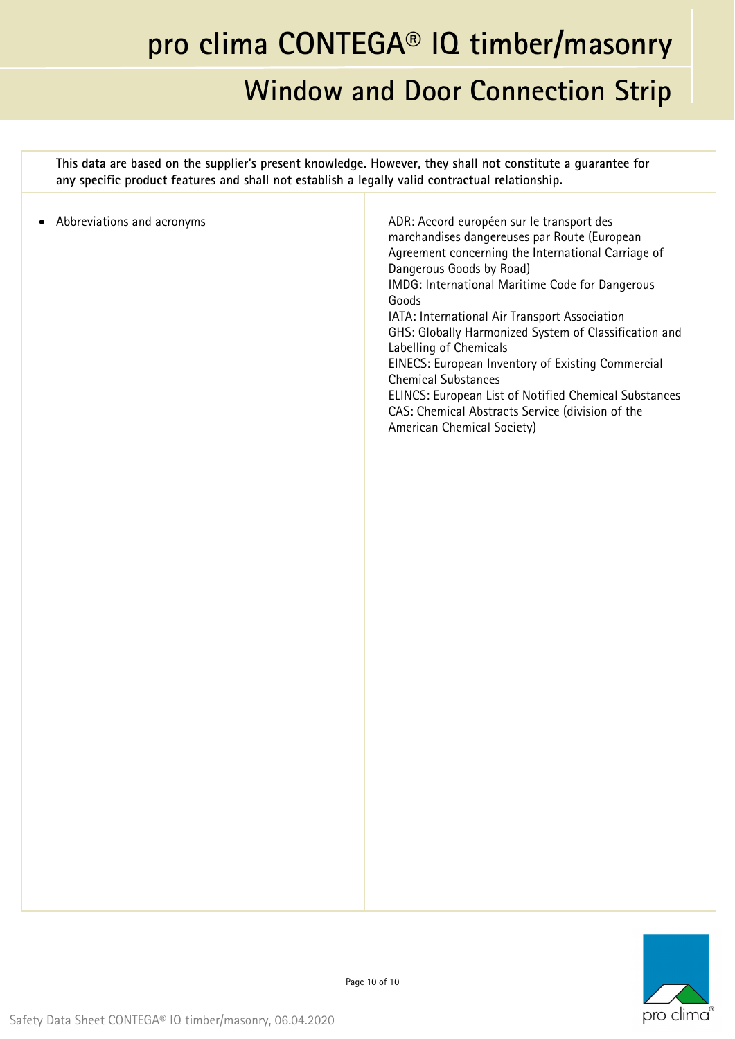**This data are based on the supplier's present knowledge. However, they shall not constitute a guarantee for any specific product features and shall not establish a legally valid contractual relationship.**

| | |
|---|---|
| • Abbreviations and acronyms | ADR: Accord européen sur le transport des marchandises dangereuses par Route (European Agreement concerning the International Carriage of Dangerous Goods by Road)<br>IMDG: International Maritime Code for Dangerous Goods<br>IATA: International Air Transport Association<br>GHS: Globally Harmonized System of Classification and Labelling of Chemicals<br>EINECS: European Inventory of Existing Commercial Chemical Substances<br>ELINCS: European List of Notified Chemical Substances<br>CAS: Chemical Abstracts Service (division of the American Chemical Society) |